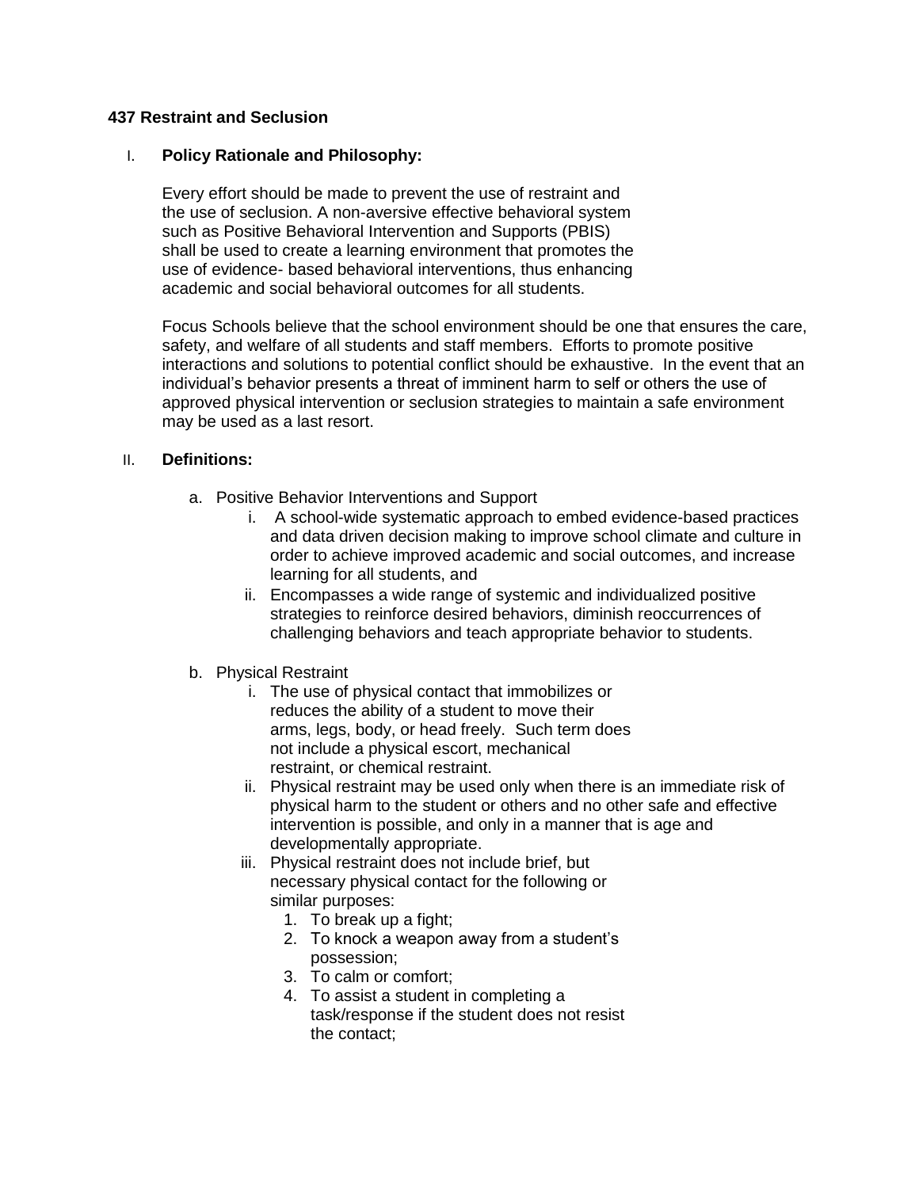# 437 Restraint and Seclusion

## I. Policy Rationale and Philosophy:

Every effort should be made to prevent the use of restraint and the use of seclusion. A non-aversive effective behavioral system such as Positive Behavioral Intervention and Supports (PBIS) shall be used to create a learning environment that promotes the use of evidence- based behavioral interventions, thus enhancing academic and social behavioral outcomes for all students.

Focus Schools believe that the school environment should be one that ensures the care, safety, and welfare of all students and staff members. Efforts to promote positive interactions and solutions to potential conflict should be exhaustive. In the event that an individual's behavior presents a threat of imminent harm to self or others the use of approved physical intervention or seclusion strategies to maintain a safe environment may be used as a last resort.

## II. Definitions:

a. Positive Behavior Interventions and Support
   i. A school-wide systematic approach to embed evidence-based practices and data driven decision making to improve school climate and culture in order to achieve improved academic and social outcomes, and increase learning for all students, and
   ii. Encompasses a wide range of systemic and individualized positive strategies to reinforce desired behaviors, diminish reoccurrences of challenging behaviors and teach appropriate behavior to students.

b. Physical Restraint
   i. The use of physical contact that immobilizes or reduces the ability of a student to move their arms, legs, body, or head freely. Such term does not include a physical escort, mechanical restraint, or chemical restraint.
   ii. Physical restraint may be used only when there is an immediate risk of physical harm to the student or others and no other safe and effective intervention is possible, and only in a manner that is age and developmentally appropriate.
   iii. Physical restraint does not include brief, but necessary physical contact for the following or similar purposes:
      1. To break up a fight;
      2. To knock a weapon away from a student's possession;
      3. To calm or comfort;
      4. To assist a student in completing a task/response if the student does not resist the contact;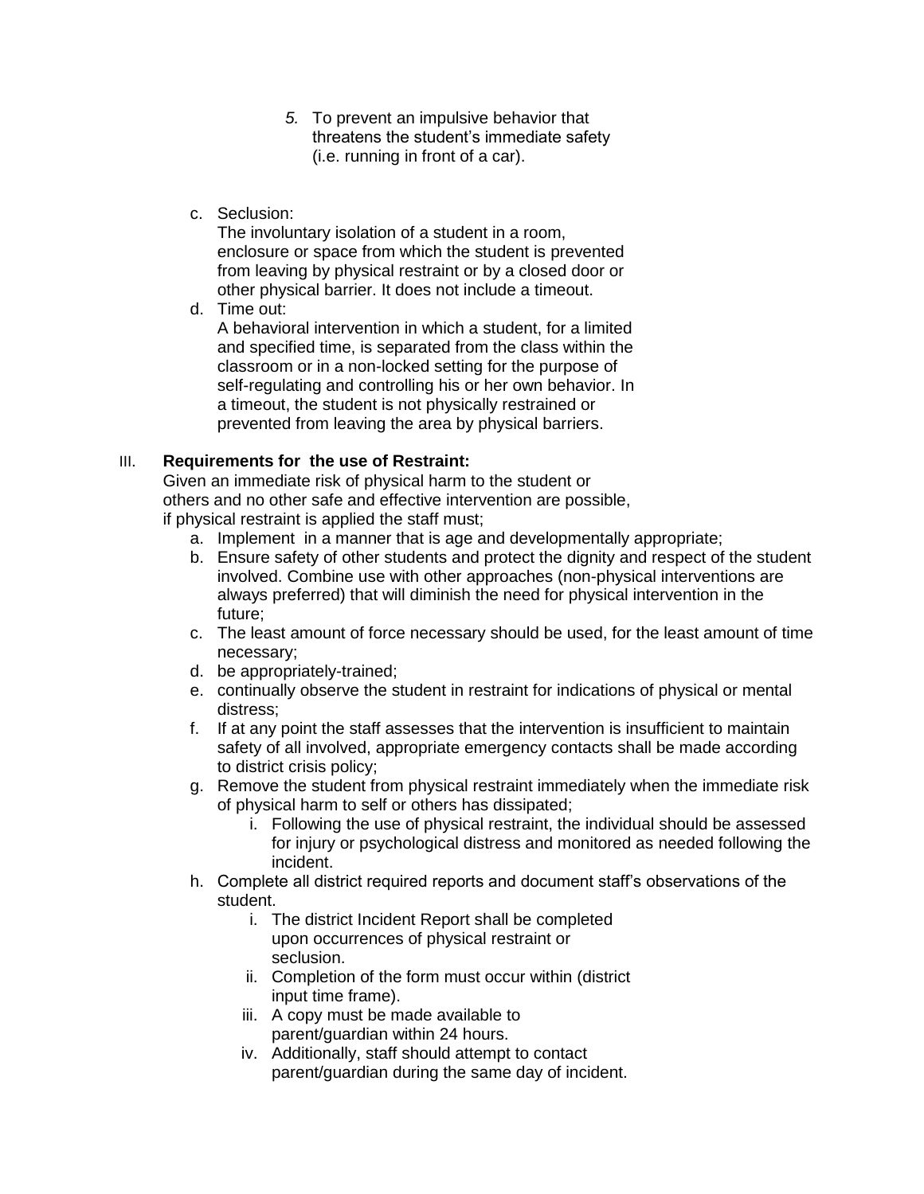5. To prevent an impulsive behavior that threatens the student's immediate safety (i.e. running in front of a car).

c. Seclusion:
   The involuntary isolation of a student in a room, enclosure or space from which the student is prevented from leaving by physical restraint or by a closed door or other physical barrier. It does not include a timeout.
d. Time out:
   A behavioral intervention in which a student, for a limited and specified time, is separated from the class within the classroom or in a non-locked setting for the purpose of self-regulating and controlling his or her own behavior. In a timeout, the student is not physically restrained or prevented from leaving the area by physical barriers.

III. **Requirements for the use of Restraint:**

Given an immediate risk of physical harm to the student or others and no other safe and effective intervention are possible, if physical restraint is applied the staff must;

a. Implement in a manner that is age and developmentally appropriate;
b. Ensure safety of other students and protect the dignity and respect of the student involved. Combine use with other approaches (non-physical interventions are always preferred) that will diminish the need for physical intervention in the future;
c. The least amount of force necessary should be used, for the least amount of time necessary;
d. be appropriately-trained;
e. continually observe the student in restraint for indications of physical or mental distress;
f. If at any point the staff assesses that the intervention is insufficient to maintain safety of all involved, appropriate emergency contacts shall be made according to district crisis policy;
g. Remove the student from physical restraint immediately when the immediate risk of physical harm to self or others has dissipated;
   i. Following the use of physical restraint, the individual should be assessed for injury or psychological distress and monitored as needed following the incident.
h. Complete all district required reports and document staff's observations of the student.
   i. The district Incident Report shall be completed upon occurrences of physical restraint or seclusion.
   ii. Completion of the form must occur within (district input time frame).
   iii. A copy must be made available to parent/guardian within 24 hours.
   iv. Additionally, staff should attempt to contact parent/guardian during the same day of incident.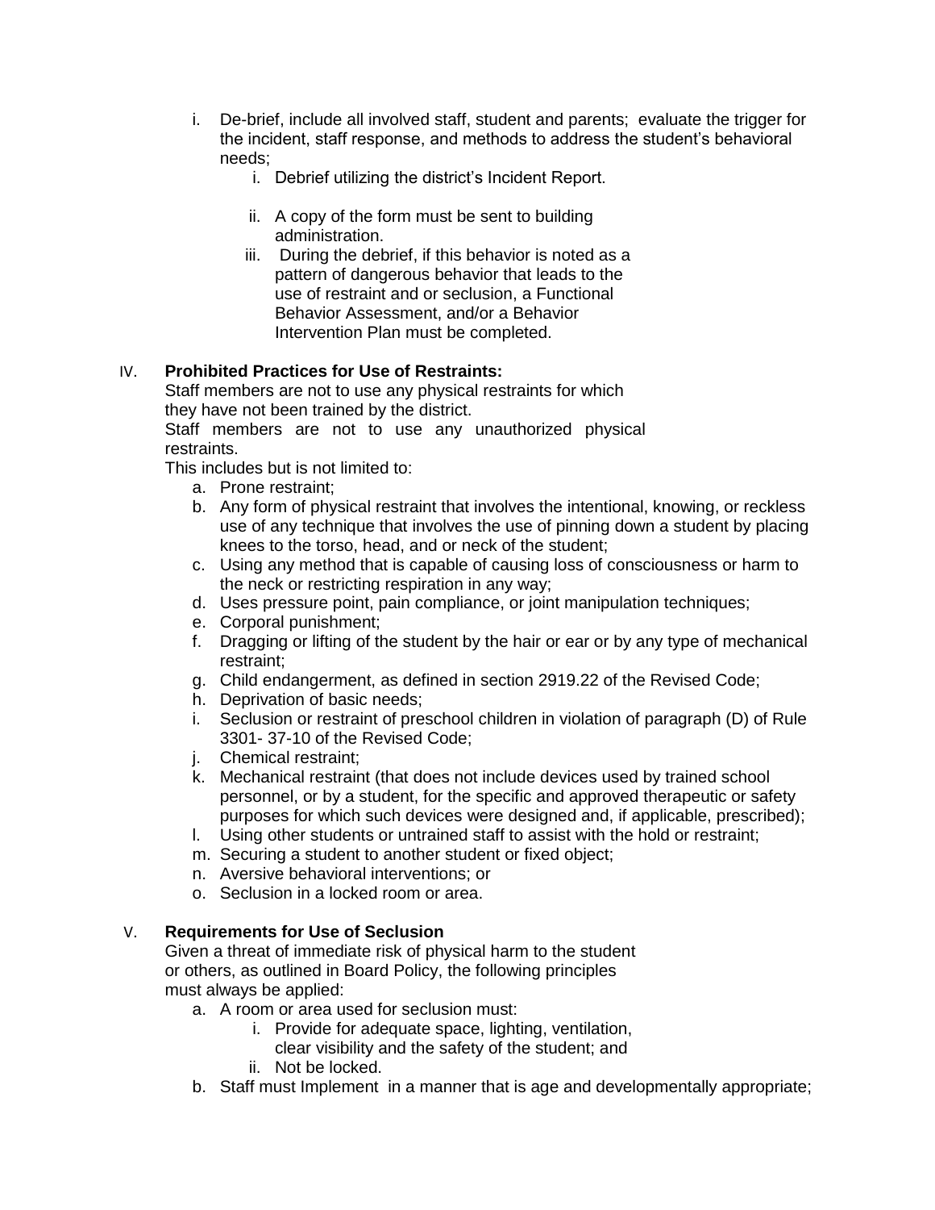i. De-brief, include all involved staff, student and parents; evaluate the trigger for the incident, staff response, and methods to address the student's behavioral needs;
   i. Debrief utilizing the district's Incident Report.
   ii. A copy of the form must be sent to building administration.
   iii. During the debrief, if this behavior is noted as a pattern of dangerous behavior that leads to the use of restraint and or seclusion, a Functional Behavior Assessment, and/or a Behavior Intervention Plan must be completed.

IV. **Prohibited Practices for Use of Restraints:**

Staff members are not to use any physical restraints for which they have not been trained by the district.

Staff members are not to use any unauthorized physical restraints.

This includes but is not limited to:

a. Prone restraint;
b. Any form of physical restraint that involves the intentional, knowing, or reckless use of any technique that involves the use of pinning down a student by placing knees to the torso, head, and or neck of the student;
c. Using any method that is capable of causing loss of consciousness or harm to the neck or restricting respiration in any way;
d. Uses pressure point, pain compliance, or joint manipulation techniques;
e. Corporal punishment;
f. Dragging or lifting of the student by the hair or ear or by any type of mechanical restraint;
g. Child endangerment, as defined in section 2919.22 of the Revised Code;
h. Deprivation of basic needs;
i. Seclusion or restraint of preschool children in violation of paragraph (D) of Rule 3301- 37-10 of the Revised Code;
j. Chemical restraint;
k. Mechanical restraint (that does not include devices used by trained school personnel, or by a student, for the specific and approved therapeutic or safety purposes for which such devices were designed and, if applicable, prescribed);
l. Using other students or untrained staff to assist with the hold or restraint;
m. Securing a student to another student or fixed object;
n. Aversive behavioral interventions; or
o. Seclusion in a locked room or area.

V. **Requirements for Use of Seclusion**

Given a threat of immediate risk of physical harm to the student or others, as outlined in Board Policy, the following principles must always be applied:

a. A room or area used for seclusion must:
   i. Provide for adequate space, lighting, ventilation, clear visibility and the safety of the student; and
   ii. Not be locked.
b. Staff must Implement in a manner that is age and developmentally appropriate;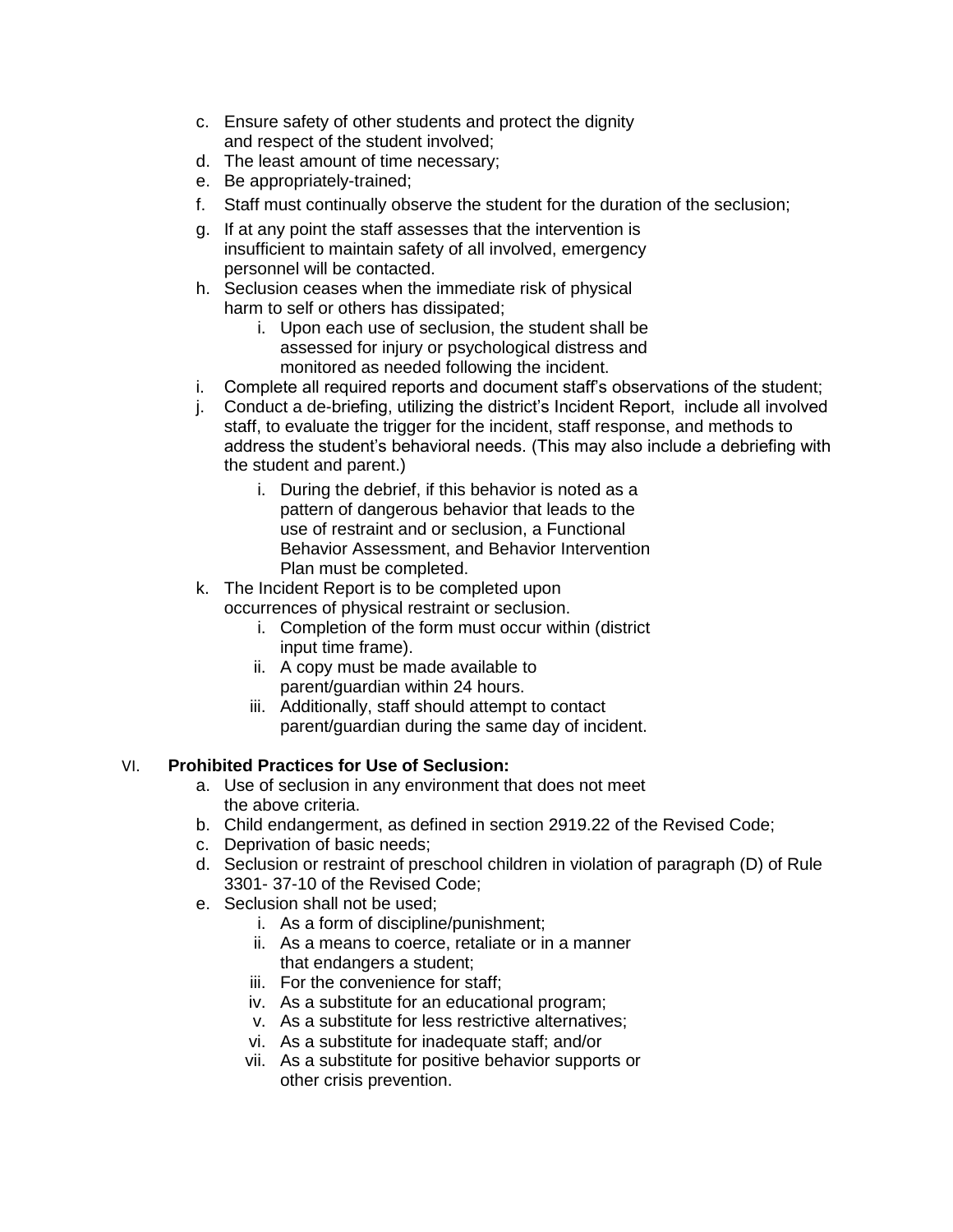c. Ensure safety of other students and protect the dignity and respect of the student involved;
d. The least amount of time necessary;
e. Be appropriately-trained;
f. Staff must continually observe the student for the duration of the seclusion;
g. If at any point the staff assesses that the intervention is insufficient to maintain safety of all involved, emergency personnel will be contacted.
h. Seclusion ceases when the immediate risk of physical harm to self or others has dissipated;
   i. Upon each use of seclusion, the student shall be assessed for injury or psychological distress and monitored as needed following the incident.
i. Complete all required reports and document staff's observations of the student;
j. Conduct a de-briefing, utilizing the district's Incident Report, include all involved staff, to evaluate the trigger for the incident, staff response, and methods to address the student's behavioral needs. (This may also include a debriefing with the student and parent.)
   i. During the debrief, if this behavior is noted as a pattern of dangerous behavior that leads to the use of restraint and or seclusion, a Functional Behavior Assessment, and Behavior Intervention Plan must be completed.
k. The Incident Report is to be completed upon occurrences of physical restraint or seclusion.
   i. Completion of the form must occur within (district input time frame).
   ii. A copy must be made available to parent/guardian within 24 hours.
   iii. Additionally, staff should attempt to contact parent/guardian during the same day of incident.

VI. **Prohibited Practices for Use of Seclusion:**

a. Use of seclusion in any environment that does not meet the above criteria.
b. Child endangerment, as defined in section 2919.22 of the Revised Code;
c. Deprivation of basic needs;
d. Seclusion or restraint of preschool children in violation of paragraph (D) of Rule 3301- 37-10 of the Revised Code;
e. Seclusion shall not be used;
   i. As a form of discipline/punishment;
   ii. As a means to coerce, retaliate or in a manner that endangers a student;
   iii. For the convenience for staff;
   iv. As a substitute for an educational program;
   v. As a substitute for less restrictive alternatives;
   vi. As a substitute for inadequate staff; and/or
   vii. As a substitute for positive behavior supports or other crisis prevention.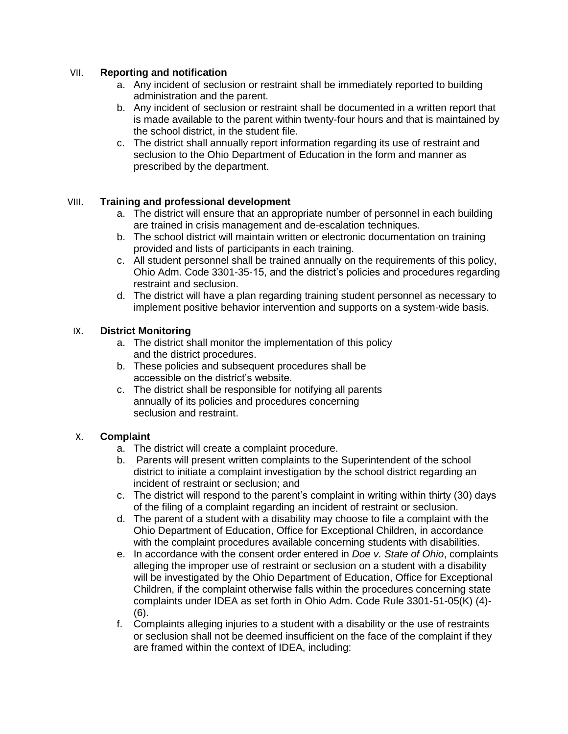VII. **Reporting and notification**

a. Any incident of seclusion or restraint shall be immediately reported to building administration and the parent.
b. Any incident of seclusion or restraint shall be documented in a written report that is made available to the parent within twenty-four hours and that is maintained by the school district, in the student file.
c. The district shall annually report information regarding its use of restraint and seclusion to the Ohio Department of Education in the form and manner as prescribed by the department.

VIII. **Training and professional development**

a. The district will ensure that an appropriate number of personnel in each building are trained in crisis management and de-escalation techniques.
b. The school district will maintain written or electronic documentation on training provided and lists of participants in each training.
c. All student personnel shall be trained annually on the requirements of this policy, Ohio Adm. Code 3301-35-15, and the district's policies and procedures regarding restraint and seclusion.
d. The district will have a plan regarding training student personnel as necessary to implement positive behavior intervention and supports on a system-wide basis.

IX. **District Monitoring**

a. The district shall monitor the implementation of this policy and the district procedures.
b. These policies and subsequent procedures shall be accessible on the district's website.
c. The district shall be responsible for notifying all parents annually of its policies and procedures concerning seclusion and restraint.

X. **Complaint**

a. The district will create a complaint procedure.
b. Parents will present written complaints to the Superintendent of the school district to initiate a complaint investigation by the school district regarding an incident of restraint or seclusion; and
c. The district will respond to the parent's complaint in writing within thirty (30) days of the filing of a complaint regarding an incident of restraint or seclusion.
d. The parent of a student with a disability may choose to file a complaint with the Ohio Department of Education, Office for Exceptional Children, in accordance with the complaint procedures available concerning students with disabilities.
e. In accordance with the consent order entered in *Doe v. State of Ohio*, complaints alleging the improper use of restraint or seclusion on a student with a disability will be investigated by the Ohio Department of Education, Office for Exceptional Children, if the complaint otherwise falls within the procedures concerning state complaints under IDEA as set forth in Ohio Adm. Code Rule 3301-51-05(K) (4)-(6).
f. Complaints alleging injuries to a student with a disability or the use of restraints or seclusion shall not be deemed insufficient on the face of the complaint if they are framed within the context of IDEA, including: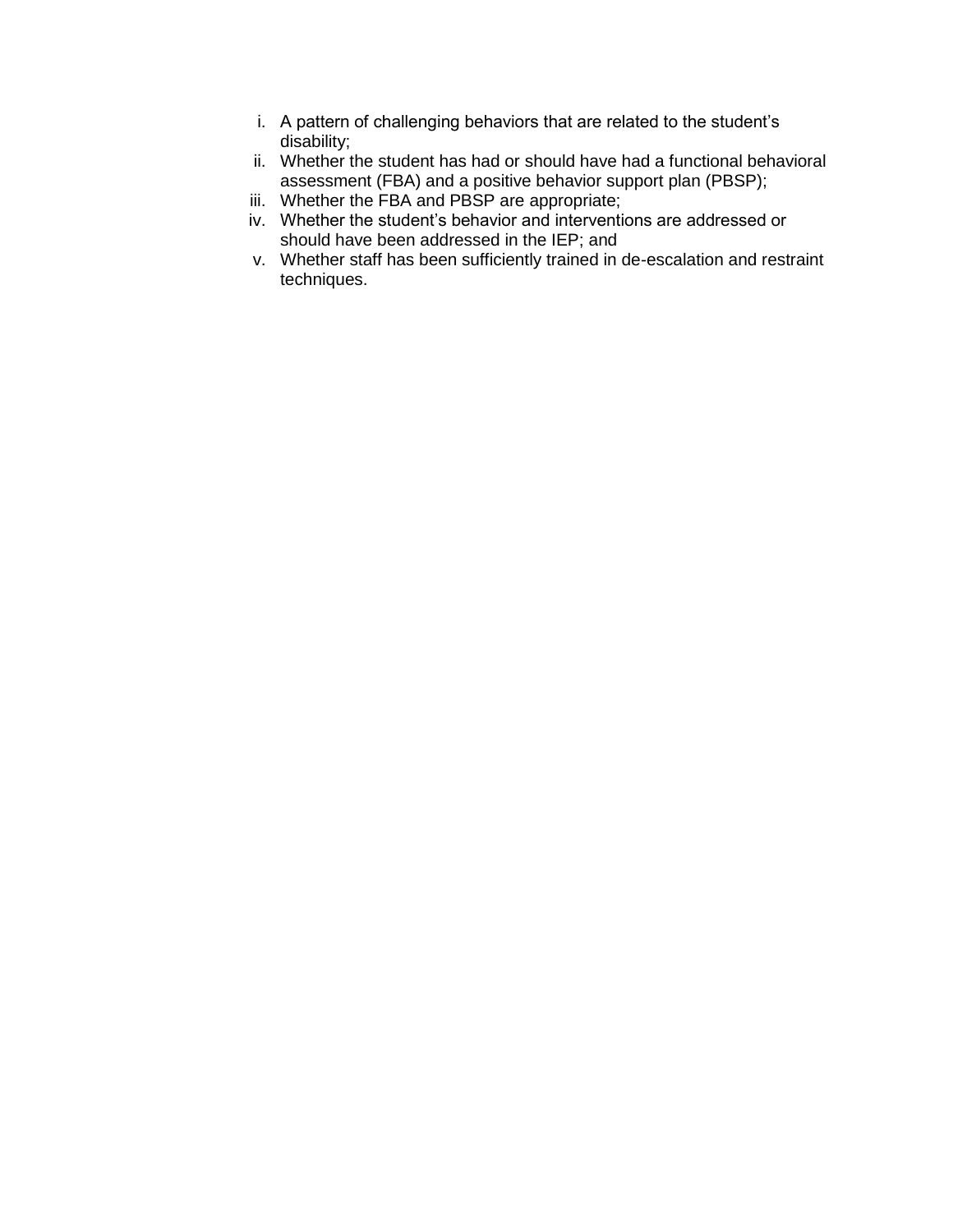i. A pattern of challenging behaviors that are related to the student's disability;
ii. Whether the student has had or should have had a functional behavioral assessment (FBA) and a positive behavior support plan (PBSP);
iii. Whether the FBA and PBSP are appropriate;
iv. Whether the student's behavior and interventions are addressed or should have been addressed in the IEP; and
v. Whether staff has been sufficiently trained in de-escalation and restraint techniques.